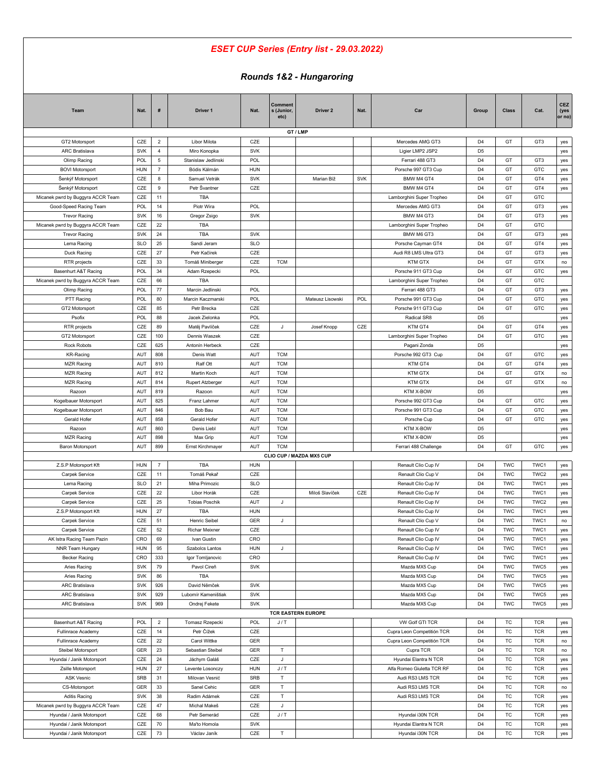# *ESET CUP Series (Entry list - 29.03.2022)*

## *Rounds 1&2 - Hungaroring*

| Team | Nat. | # | Driver 1 | Nat. | Comments (Junior, etc) | Driver 2 | Nat. | Car | Group | Class | Cat. | CEZ (yes or no) |
|---|---|---|---|---|---|---|---|---|---|---|---|---|
| | | | | | | **GT / LMP** | | | | | | |
| GT2 Motorsport | CZE | 2 | Libor Milota | CZE | | | | Mercedes AMG GT3 | D4 | GT | GT3 | yes |
| ARC Bratislava | SVK | 4 | Miro Konopka | SVK | | | | Ligier LMP2 JSP2 | D5 | | | yes |
| Olimp Racing | POL | 5 | Stanislaw Jedlinski | POL | | | | Ferrari 488 GT3 | D4 | GT | GT3 | yes |
| BOVI Motorsport | HUN | 7 | Bódis Kálmán | HUN | | | | Porsche 997 GT3 Cup | D4 | GT | GTC | yes |
| Šenkýř Motorsport | CZE | 8 | Samuel Vetrák | SVK | | Marian Bíž | SVK | BMW M4 GT4 | D4 | GT | GT4 | yes |
| Šenkýř Motorsport | CZE | 9 | Petr Švantner | CZE | | | | BMW M4 GT4 | D4 | GT | GT4 | yes |
| Micanek pwrd by Buggyra ACCR Team | CZE | 11 | TBA | | | | | Lamborghini Super Tropheo | D4 | GT | GTC | |
| Good-Speed Racing Team | POL | 14 | Piotr Wira | POL | | | | Mercedes AMG GT3 | D4 | GT | GT3 | yes |
| Trevor Racing | SVK | 16 | Gregor Zsigo | SVK | | | | BMW M4 GT3 | D4 | GT | GT3 | yes |
| Micanek pwrd by Buggyra ACCR Team | CZE | 22 | TBA | | | | | Lamborghini Super Tropheo | D4 | GT | GTC | |
| Trevor Racing | SVK | 24 | TBA | SVK | | | | BMW M6 GT3 | D4 | GT | GT3 | yes |
| Lema Racing | SLO | 25 | Sandi Jeram | SLO | | | | Porsche Cayman GT4 | D4 | GT | GT4 | yes |
| Duck Racing | CZE | 27 | Petr Kačírek | CZE | | | | Audi R8 LMS Ultra GT3 | D4 | GT | GT3 | yes |
| RTR projects | CZE | 33 | Tomáš Miniberger | CZE | TCM | | | KTM GTX | D4 | GT | GTX | no |
| Basenhurt A&T Racing | POL | 34 | Adam Rzepecki | POL | | | | Porsche 911 GT3 Cup | D4 | GT | GTC | yes |
| Micanek pwrd by Buggyra ACCR Team | CZE | 66 | TBA | | | | | Lamborghini Super Tropheo | D4 | GT | GTC | |
| Olimp Racing | POL | 77 | Marcin Jedlinski | POL | | | | Ferrari 488 GT3 | D4 | GT | GT3 | yes |
| PTT Racing | POL | 80 | Marcin Kaczmarski | POL | | Mateusz Lisowski | POL | Porsche 991 GT3 Cup | D4 | GT | GTC | yes |
| GT2 Motorsport | CZE | 85 | Petr Brecka | CZE | | | | Porsche 911 GT3 Cup | D4 | GT | GTC | yes |
| Psofix | POL | 88 | Jacek Zielonka | POL | | | | Radical SR8 | D5 | | | yes |
| RTR projects | CZE | 89 | Matěj Pavlíček | CZE | J | Josef Knopp | CZE | KTM GT4 | D4 | GT | GT4 | yes |
| GT2 Motorsport | CZE | 100 | Dennis Waszek | CZE | | | | Lamborghini Super Tropheo | D4 | GT | GTC | yes |
| Rock Robots | CZE | 625 | Antonín Herbeck | CZE | | | | Pagani Zonda | D5 | | | yes |
| KR-Racing | AUT | 808 | Denis Watt | AUT | TCM | | | Porsche 992 GT3 Cup | D4 | GT | GTC | yes |
| MZR Racing | AUT | 810 | Ralf Ott | AUT | TCM | | | KTM GT4 | D4 | GT | GT4 | yes |
| MZR Racing | AUT | 812 | Martin Koch | AUT | TCM | | | KTM GTX | D4 | GT | GTX | no |
| MZR Racing | AUT | 814 | Rupert Atzberger | AUT | TCM | | | KTM GTX | D4 | GT | GTX | no |
| Razoon | AUT | 819 | Razoon | AUT | TCM | | | KTM X-BOW | D5 | | | yes |
| Kogelbauer Motorsport | AUT | 825 | Franz Lahmer | AUT | TCM | | | Porsche 992 GT3 Cup | D4 | GT | GTC | yes |
| Kogelbauer Motorsport | AUT | 846 | Bob Bau | AUT | TCM | | | Porsche 991 GT3 Cup | D4 | GT | GTC | yes |
| Gerald Hofer | AUT | 858 | Gerald Hofer | AUT | TCM | | | Porsche Cup | D4 | GT | GTC | yes |
| Razoon | AUT | 860 | Denis Liebl | AUT | TCM | | | KTM X-BOW | D5 | | | yes |
| MZR Racing | AUT | 898 | Max Grip | AUT | TCM | | | KTM X-BOW | D5 | | | yes |
| Baron Motorsport | AUT | 899 | Ernst Kirchmayer | AUT | TCM | | | Ferrari 488 Challenge | D4 | GT | GTC | yes |
| | | | | | | **CLIO CUP / MAZDA MX5 CUP** | | | | | | |
| Z.S.P Motorsport Kft | HUN | 7 | TBA | HUN | | | | Renault Clio Cup IV | D4 | TWC | TWC1 | yes |
| Carpek Service | CZE | 11 | Tomáš Pekař | CZE | | | | Renault Clio Cup V | D4 | TWC | TWC2 | yes |
| Lema Racing | SLO | 21 | Miha Primozic | SLO | | | | Renault Clio Cup IV | D4 | TWC | TWC1 | yes |
| Carpek Service | CZE | 22 | Libor Horák | CZE | | Miloš Slavíček | CZE | Renault Clio Cup IV | D4 | TWC | TWC1 | yes |
| Carpek Service | CZE | 25 | Tobias Poschik | AUT | J | | | Renault Clio Cup IV | D4 | TWC | TWC2 | yes |
| Z.S.P Motorsport Kft | HUN | 27 | TBA | HUN | | | | Renault Clio Cup IV | D4 | TWC | TWC1 | yes |
| Carpek Service | CZE | 51 | Henric Seibel | GER | J | | | Renault Clio Cup V | D4 | TWC | TWC1 | no |
| Carpek Service | CZE | 52 | Richar Meixner | CZE | | | | Renault Clio Cup IV | D4 | TWC | TWC1 | yes |
| AK Istra Racing Team Pazin | CRO | 69 | Ivan Gustin | CRO | | | | Renault Clio Cup IV | D4 | TWC | TWC1 | yes |
| NNR Team Hungary | HUN | 95 | Szabolcs Lantos | HUN | J | | | Renault Clio Cup IV | D4 | TWC | TWC1 | yes |
| Becker Racing | CRO | 333 | Igor Tomljanovic | CRO | | | | Renault Clio Cup IV | D4 | TWC | TWC1 | yes |
| Aries Racing | SVK | 79 | Pavol Cireň | SVK | | | | Mazda MX5 Cup | D4 | TWC | TWC5 | yes |
| Aries Racing | SVK | 86 | TBA | | | | | Mazda MX5 Cup | D4 | TWC | TWC5 | yes |
| ARC Bratislava | SVK | 926 | David Němček | SVK | | | | Mazda MX5 Cup | D4 | TWC | TWC5 | yes |
| ARC Bratislava | SVK | 929 | Lubomír Kameništiak | SVK | | | | Mazda MX5 Cup | D4 | TWC | TWC5 | yes |
| ARC Bratislava | SVK | 969 | Ondrej Fekete | SVK | | | | Mazda MX5 Cup | D4 | TWC | TWC5 | yes |
| | | | | | | **TCR EASTERN EUROPE** | | | | | | |
| Basenhurt A&T Racing | POL | 2 | Tomasz Rzepecki | POL | J / T | | | VW Golf GTI TCR | D4 | TC | TCR | yes |
| Fullinrace Academy | CZE | 14 | Petr Čížek | CZE | | | | Cupra Leon Competitión TCR | D4 | TC | TCR | yes |
| Fullinrace Academy | CZE | 22 | Carol Wittke | GER | | | | Cupra Leon Competitión TCR | D4 | TC | TCR | no |
| Steibel Motorsport | GER | 23 | Sebastian Steibel | GER | T | | | Cupra TCR | D4 | TC | TCR | no |
| Hyundai / Janik Motorsport | CZE | 24 | Jáchym Galáš | CZE | J | | | Hyundai Elantra N TCR | D4 | TC | TCR | yes |
| Zsille Motorsport | HUN | 27 | Levente Losonczy | HUN | J / T | | | Alfa Romeo Giuletta TCR RF | D4 | TC | TCR | yes |
| ASK Vesnic | SRB | 31 | Milovan Vesnić | SRB | T | | | Audi RS3 LMS TCR | D4 | TC | TCR | yes |
| CS-Motorsport | GER | 33 | Sanel Cehic | GER | T | | | Audi RS3 LMS TCR | D4 | TC | TCR | no |
| Aditis Racing | SVK | 38 | Radim Adámek | CZE | T | | | Audi RS3 LMS TCR | D4 | TC | TCR | yes |
| Micanek pwrd by Buggyra ACCR Team | CZE | 47 | Michal Makeš | CZE | J | | | | D4 | TC | TCR | yes |
| Hyundai / Janik Motorsport | CZE | 68 | Petr Semerád | CZE | J / T | | | Hyundai i30N TCR | D4 | TC | TCR | yes |
| Hyundai / Janik Motorsport | CZE | 70 | Ma'to Homola | SVK | | | | Hyundai Elantra N TCR | D4 | TC | TCR | yes |
| Hyundai / Janik Motorsport | CZE | 73 | Václav Janík | CZE | T | | | Hyundai i30N TCR | D4 | TC | TCR | yes |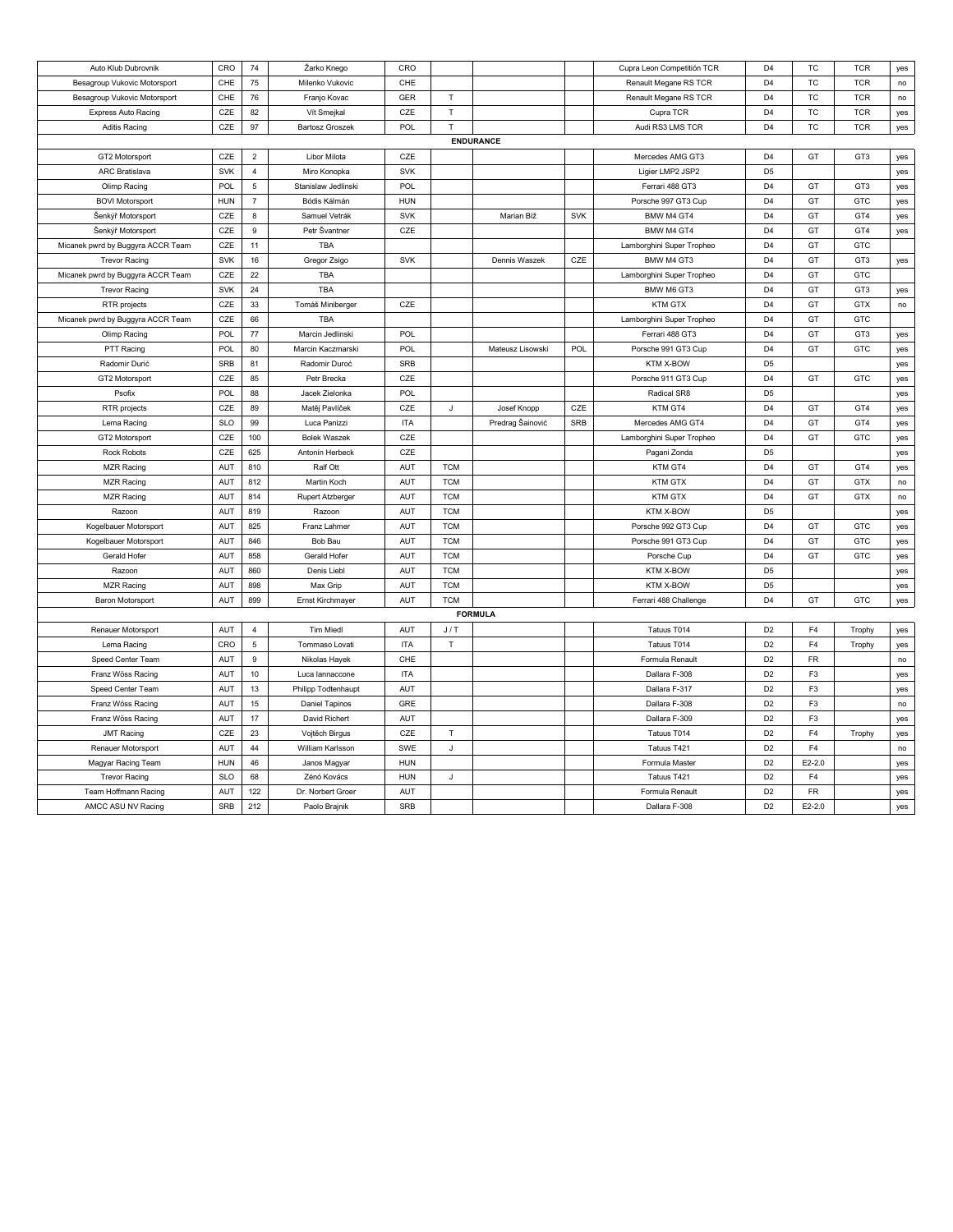| | | | | | | | | | | | | |
|---|---|---|---|---|---|---|---|---|---|---|---|---|
| Auto Klub Dubrovnik | CRO | 74 | Žarko Knego | CRO | | | | Cupra Leon Competitión TCR | D4 | TC | TCR | yes |
| Besagroup Vukovic Motorsport | CHE | 75 | Milenko Vukovic | CHE | | | | Renault Megane RS TCR | D4 | TC | TCR | no |
| Besagroup Vukovic Motorsport | CHE | 76 | Franjo Kovac | GER | T | | | Renault Megane RS TCR | D4 | TC | TCR | no |
| Express Auto Racing | CZE | 82 | Vít Smejkal | CZE | T | | | Cupra TCR | D4 | TC | TCR | yes |
| Aditis Racing | CZE | 97 | Bartosz Groszek | POL | T | | | Audi RS3 LMS TCR | D4 | TC | TCR | yes |
| | | | | | | **ENDURANCE** | | | | | | |
| GT2 Motorsport | CZE | 2 | Libor Milota | CZE | | | | Mercedes AMG GT3 | D4 | GT | GT3 | yes |
| ARC Bratislava | SVK | 4 | Miro Konopka | SVK | | | | Ligier LMP2 JSP2 | D5 | | | yes |
| Olimp Racing | POL | 5 | Stanislaw Jedlinski | POL | | | | Ferrari 488 GT3 | D4 | GT | GT3 | yes |
| BOVI Motorsport | HUN | 7 | Bódis Kálmán | HUN | | | | Porsche 997 GT3 Cup | D4 | GT | GTC | yes |
| Šenkýř Motorsport | CZE | 8 | Samuel Vetrák | SVK | | Marian Bíž | SVK | BMW M4 GT4 | D4 | GT | GT4 | yes |
| Šenkýř Motorsport | CZE | 9 | Petr Švantner | CZE | | | | BMW M4 GT4 | D4 | GT | GT4 | yes |
| Micanek pwrd by Buggyra ACCR Team | CZE | 11 | TBA | | | | | Lamborghini Super Tropheo | D4 | GT | GTC | |
| Trevor Racing | SVK | 16 | Gregor Zsigo | SVK | | Dennis Waszek | CZE | BMW M4 GT3 | D4 | GT | GT3 | yes |
| Micanek pwrd by Buggyra ACCR Team | CZE | 22 | TBA | | | | | Lamborghini Super Tropheo | D4 | GT | GTC | |
| Trevor Racing | SVK | 24 | TBA | | | | | BMW M6 GT3 | D4 | GT | GT3 | yes |
| RTR projects | CZE | 33 | Tomáš Miniberger | CZE | | | | KTM GTX | D4 | GT | GTX | no |
| Micanek pwrd by Buggyra ACCR Team | CZE | 66 | TBA | | | | | Lamborghini Super Tropheo | D4 | GT | GTC | |
| Olimp Racing | POL | 77 | Marcin Jedlinski | POL | | | | Ferrari 488 GT3 | D4 | GT | GT3 | yes |
| PTT Racing | POL | 80 | Marcin Kaczmarski | POL | | Mateusz Lisowski | POL | Porsche 991 GT3 Cup | D4 | GT | GTC | yes |
| Radomir Durić | SRB | 81 | Radomir Duroć | SRB | | | | KTM X-BOW | D5 | | | yes |
| GT2 Motorsport | CZE | 85 | Petr Brecka | CZE | | | | Porsche 911 GT3 Cup | D4 | GT | GTC | yes |
| Psofix | POL | 88 | Jacek Zielonka | POL | | | | Radical SR8 | D5 | | | yes |
| RTR projects | CZE | 89 | Matěj Pavlíček | CZE | J | Josef Knopp | CZE | KTM GT4 | D4 | GT | GT4 | yes |
| Lema Racing | SLO | 99 | Luca Panizzi | ITA | | Predrag Šainović | SRB | Mercedes AMG GT4 | D4 | GT | GT4 | yes |
| GT2 Motorsport | CZE | 100 | Bolek Waszek | CZE | | | | Lamborghini Super Tropheo | D4 | GT | GTC | yes |
| Rock Robots | CZE | 625 | Antonín Herbeck | CZE | | | | Pagani Zonda | D5 | | | yes |
| MZR Racing | AUT | 810 | Ralf Ott | AUT | TCM | | | KTM GT4 | D4 | GT | GT4 | yes |
| MZR Racing | AUT | 812 | Martin Koch | AUT | TCM | | | KTM GTX | D4 | GT | GTX | no |
| MZR Racing | AUT | 814 | Rupert Atzberger | AUT | TCM | | | KTM GTX | D4 | GT | GTX | no |
| Razoon | AUT | 819 | Razoon | AUT | TCM | | | KTM X-BOW | D5 | | | yes |
| Kogelbauer Motorsport | AUT | 825 | Franz Lahmer | AUT | TCM | | | Porsche 992 GT3 Cup | D4 | GT | GTC | yes |
| Kogelbauer Motorsport | AUT | 846 | Bob Bau | AUT | TCM | | | Porsche 991 GT3 Cup | D4 | GT | GTC | yes |
| Gerald Hofer | AUT | 858 | Gerald Hofer | AUT | TCM | | | Porsche Cup | D4 | GT | GTC | yes |
| Razoon | AUT | 860 | Denis Liebl | AUT | TCM | | | KTM X-BOW | D5 | | | yes |
| MZR Racing | AUT | 898 | Max Grip | AUT | TCM | | | KTM X-BOW | D5 | | | yes |
| Baron Motorsport | AUT | 899 | Ernst Kirchmayer | AUT | TCM | | | Ferrari 488 Challenge | D4 | GT | GTC | yes |
| | | | | | | **FORMULA** | | | | | | |
| Renauer Motorsport | AUT | 4 | Tim Miedl | AUT | J / T | | | Tatuus T014 | D2 | F4 | Trophy | yes |
| Lema Racing | CRO | 5 | Tommaso Lovati | ITA | T | | | Tatuus T014 | D2 | F4 | Trophy | yes |
| Speed Center Team | AUT | 9 | Nikolas Hayek | CHE | | | | Formula Renault | D2 | FR | | no |
| Franz Wöss Racing | AUT | 10 | Luca Iannaccone | ITA | | | | Dallara F-308 | D2 | F3 | | yes |
| Speed Center Team | AUT | 13 | Philipp Todtenhaupt | AUT | | | | Dallara F-317 | D2 | F3 | | yes |
| Franz Wöss Racing | AUT | 15 | Daniel Tapinos | GRE | | | | Dallara F-308 | D2 | F3 | | no |
| Franz Wöss Racing | AUT | 17 | David Richert | AUT | | | | Dallara F-309 | D2 | F3 | | yes |
| JMT Racing | CZE | 23 | Vojtěch Birgus | CZE | T | | | Tatuus T014 | D2 | F4 | Trophy | yes |
| Renauer Motorsport | AUT | 44 | William Karlsson | SWE | J | | | Tatuus T421 | D2 | F4 | | no |
| Magyar Racing Team | HUN | 46 | Janos Magyar | HUN | | | | Formula Master | D2 | E2-2.0 | | yes |
| Trevor Racing | SLO | 68 | Zénó Kovács | HUN | J | | | Tatuus T421 | D2 | F4 | | yes |
| Team Hoffmann Racing | AUT | 122 | Dr. Norbert Groer | AUT | | | | Formula Renault | D2 | FR | | yes |
| AMCC ASU NV Racing | SRB | 212 | Paolo Brajnik | SRB | | | | Dallara F-308 | D2 | E2-2.0 | | yes |